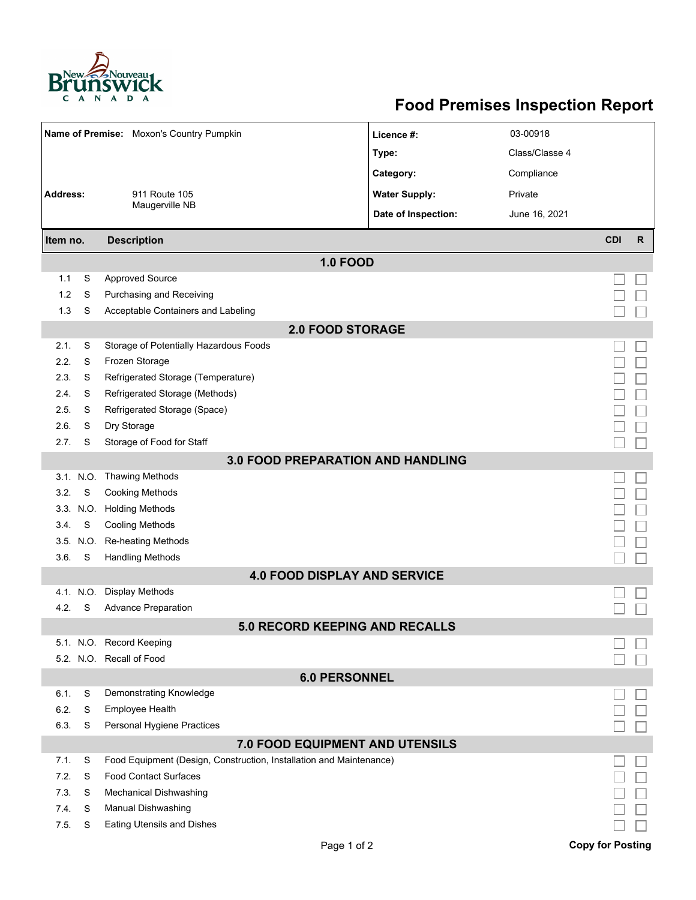# Food Premises Inspection Report

| | | | |
|---|---|---|---|
| **Name of Premise:** | Moxon's Country Pumpkin | **Licence #:** | 03-00918 |
| | | **Type:** | Class/Classe 4 |
| | | **Category:** | Compliance |
| **Address:** | 911 Route 105<br>Maugerville NB | **Water Supply:** | Private |
| | | **Date of Inspection:** | June 16, 2021 |

| Item no. | | Description | CDI | R |
|---|---|---|---|---|
| | | **1.0 FOOD** | | |
| 1.1 | S | Approved Source | ☐ | ☐ |
| 1.2 | S | Purchasing and Receiving | ☐ | ☐ |
| 1.3 | S | Acceptable Containers and Labeling | ☐ | ☐ |
| | | **2.0 FOOD STORAGE** | | |
| 2.1. | S | Storage of Potentially Hazardous Foods | ☐ | ☐ |
| 2.2. | S | Frozen Storage | ☐ | ☐ |
| 2.3. | S | Refrigerated Storage (Temperature) | ☐ | ☐ |
| 2.4. | S | Refrigerated Storage (Methods) | ☐ | ☐ |
| 2.5. | S | Refrigerated Storage (Space) | ☐ | ☐ |
| 2.6. | S | Dry Storage | ☐ | ☐ |
| 2.7. | S | Storage of Food for Staff | ☐ | ☐ |
| | | **3.0 FOOD PREPARATION AND HANDLING** | | |
| 3.1. | N.O. | Thawing Methods | ☐ | ☐ |
| 3.2. | S | Cooking Methods | ☐ | ☐ |
| 3.3. | N.O. | Holding Methods | ☐ | ☐ |
| 3.4. | S | Cooling Methods | ☐ | ☐ |
| 3.5. | N.O. | Re-heating Methods | ☐ | ☐ |
| 3.6. | S | Handling Methods | ☐ | ☐ |
| | | **4.0 FOOD DISPLAY AND SERVICE** | | |
| 4.1. | N.O. | Display Methods | ☐ | ☐ |
| 4.2. | S | Advance Preparation | ☐ | ☐ |
| | | **5.0 RECORD KEEPING AND RECALLS** | | |
| 5.1. | N.O. | Record Keeping | ☐ | ☐ |
| 5.2. | N.O. | Recall of Food | ☐ | ☐ |
| | | **6.0 PERSONNEL** | | |
| 6.1. | S | Demonstrating Knowledge | ☐ | ☐ |
| 6.2. | S | Employee Health | ☐ | ☐ |
| 6.3. | S | Personal Hygiene Practices | ☐ | ☐ |
| | | **7.0 FOOD EQUIPMENT AND UTENSILS** | | |
| 7.1. | S | Food Equipment (Design, Construction, Installation and Maintenance) | ☐ | ☐ |
| 7.2. | S | Food Contact Surfaces | ☐ | ☐ |
| 7.3. | S | Mechanical Dishwashing | ☐ | ☐ |
| 7.4. | S | Manual Dishwashing | ☐ | ☐ |
| 7.5. | S | Eating Utensils and Dishes | ☐ | ☐ |

**Copy for Posting**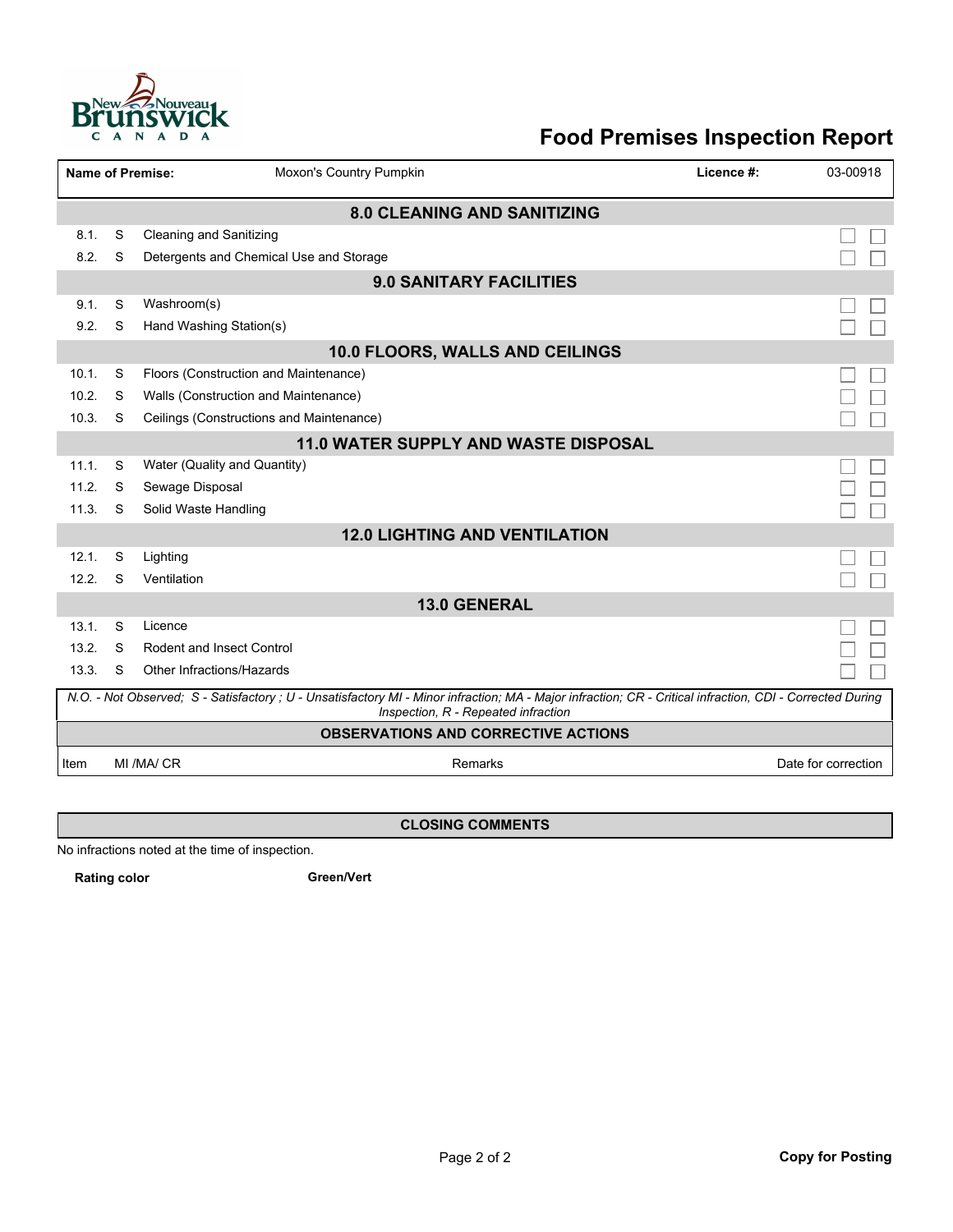# Food Premises Inspection Report

| Name of Premise: | Moxon's Country Pumpkin | Licence #: | 03-00918 |
|---|---|---|---|

## 8.0 CLEANING AND SANITIZING

| | | | | |
|---|---|---|---|---|
| 8.1. | S | Cleaning and Sanitizing | ☐ | ☐ |
| 8.2. | S | Detergents and Chemical Use and Storage | ☐ | ☐ |

## 9.0 SANITARY FACILITIES

| | | | | |
|---|---|---|---|---|
| 9.1. | S | Washroom(s) | ☐ | ☐ |
| 9.2. | S | Hand Washing Station(s) | ☐ | ☐ |

## 10.0 FLOORS, WALLS AND CEILINGS

| | | | | |
|---|---|---|---|---|
| 10.1. | S | Floors (Construction and Maintenance) | ☐ | ☐ |
| 10.2. | S | Walls (Construction and Maintenance) | ☐ | ☐ |
| 10.3. | S | Ceilings (Constructions and Maintenance) | ☐ | ☐ |

## 11.0 WATER SUPPLY AND WASTE DISPOSAL

| | | | | |
|---|---|---|---|---|
| 11.1. | S | Water (Quality and Quantity) | ☐ | ☐ |
| 11.2. | S | Sewage Disposal | ☐ | ☐ |
| 11.3. | S | Solid Waste Handling | ☐ | ☐ |

## 12.0 LIGHTING AND VENTILATION

| | | | | |
|---|---|---|---|---|
| 12.1. | S | Lighting | ☐ | ☐ |
| 12.2. | S | Ventilation | ☐ | ☐ |

## 13.0 GENERAL

| | | | | |
|---|---|---|---|---|
| 13.1. | S | Licence | ☐ | ☐ |
| 13.2. | S | Rodent and Insect Control | ☐ | ☐ |
| 13.3. | S | Other Infractions/Hazards | ☐ | ☐ |

*N.O. - Not Observed; S - Satisfactory ; U - Unsatisfactory MI - Minor infraction; MA - Major infraction; CR - Critical infraction, CDI - Corrected During Inspection, R - Repeated infraction*

## OBSERVATIONS AND CORRECTIVE ACTIONS

| Item | MI /MA/ CR | Remarks | Date for correction |
|---|---|---|---|

## CLOSING COMMENTS

No infractions noted at the time of inspection.

**Rating color** **Green/Vert**

**Copy for Posting**